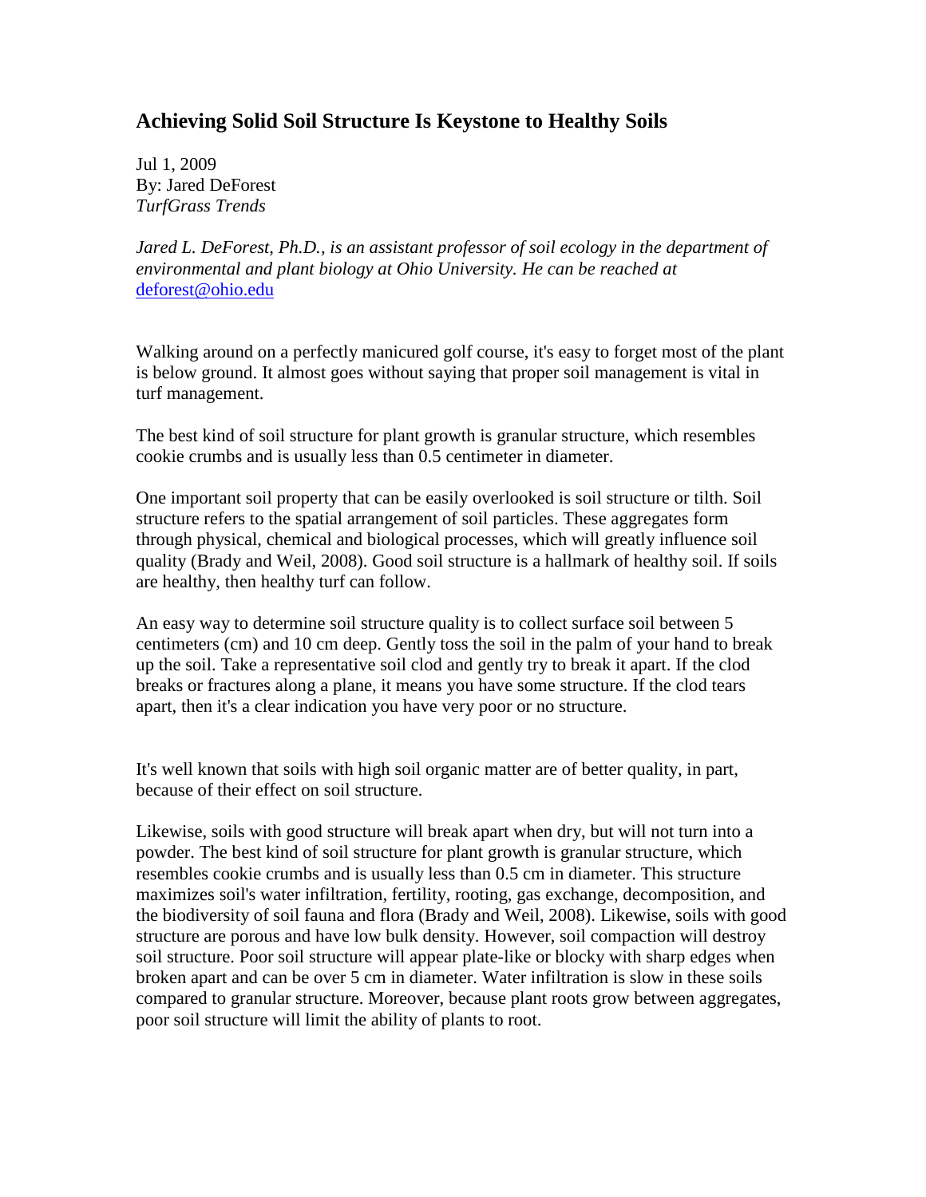## Achieving Solid Soil Structure Is Keystone to Healthy Soils

Jul 1, 2009
By: Jared DeForest
*TurfGrass Trends*

*Jared L. DeForest, Ph.D., is an assistant professor of soil ecology in the department of environmental and plant biology at Ohio University. He can be reached at* deforest@ohio.edu

Walking around on a perfectly manicured golf course, it's easy to forget most of the plant is below ground. It almost goes without saying that proper soil management is vital in turf management.

The best kind of soil structure for plant growth is granular structure, which resembles cookie crumbs and is usually less than 0.5 centimeter in diameter.

One important soil property that can be easily overlooked is soil structure or tilth. Soil structure refers to the spatial arrangement of soil particles. These aggregates form through physical, chemical and biological processes, which will greatly influence soil quality (Brady and Weil, 2008). Good soil structure is a hallmark of healthy soil. If soils are healthy, then healthy turf can follow.

An easy way to determine soil structure quality is to collect surface soil between 5 centimeters (cm) and 10 cm deep. Gently toss the soil in the palm of your hand to break up the soil. Take a representative soil clod and gently try to break it apart. If the clod breaks or fractures along a plane, it means you have some structure. If the clod tears apart, then it's a clear indication you have very poor or no structure.

It's well known that soils with high soil organic matter are of better quality, in part, because of their effect on soil structure.

Likewise, soils with good structure will break apart when dry, but will not turn into a powder. The best kind of soil structure for plant growth is granular structure, which resembles cookie crumbs and is usually less than 0.5 cm in diameter. This structure maximizes soil's water infiltration, fertility, rooting, gas exchange, decomposition, and the biodiversity of soil fauna and flora (Brady and Weil, 2008). Likewise, soils with good structure are porous and have low bulk density. However, soil compaction will destroy soil structure. Poor soil structure will appear plate-like or blocky with sharp edges when broken apart and can be over 5 cm in diameter. Water infiltration is slow in these soils compared to granular structure. Moreover, because plant roots grow between aggregates, poor soil structure will limit the ability of plants to root.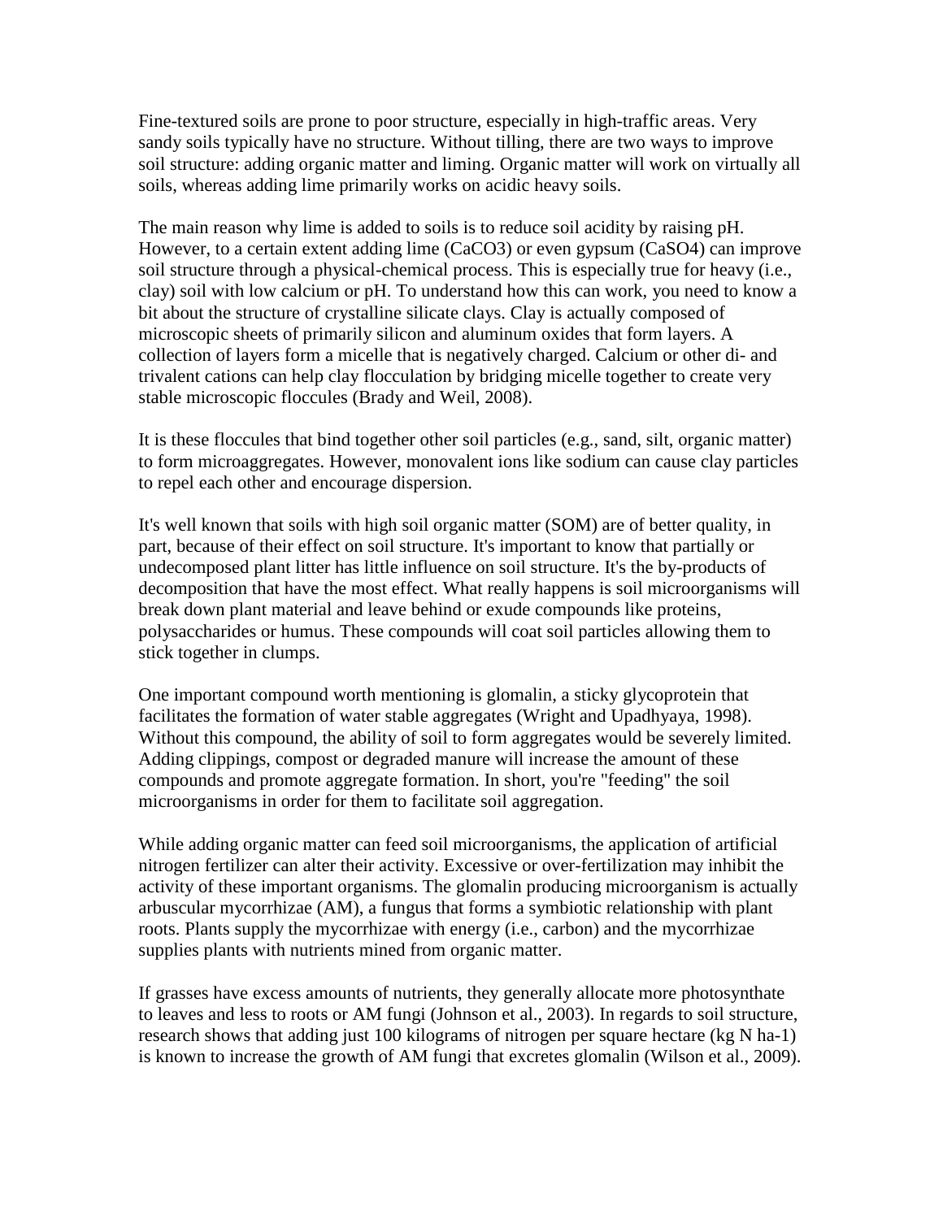Fine-textured soils are prone to poor structure, especially in high-traffic areas. Very sandy soils typically have no structure. Without tilling, there are two ways to improve soil structure: adding organic matter and liming. Organic matter will work on virtually all soils, whereas adding lime primarily works on acidic heavy soils.

The main reason why lime is added to soils is to reduce soil acidity by raising pH. However, to a certain extent adding lime ($CaCO_3$) or even gypsum ($CaSO_4$) can improve soil structure through a physical-chemical process. This is especially true for heavy (i.e., clay) soil with low calcium or pH. To understand how this can work, you need to know a bit about the structure of crystalline silicate clays. Clay is actually composed of microscopic sheets of primarily silicon and aluminum oxides that form layers. A collection of layers form a micelle that is negatively charged. Calcium or other di- and trivalent cations can help clay flocculation by bridging micelle together to create very stable microscopic floccules (Brady and Weil, 2008).

It is these floccules that bind together other soil particles (e.g., sand, silt, organic matter) to form microaggregates. However, monovalent ions like sodium can cause clay particles to repel each other and encourage dispersion.

It's well known that soils with high soil organic matter (SOM) are of better quality, in part, because of their effect on soil structure. It's important to know that partially or undecomposed plant litter has little influence on soil structure. It's the by-products of decomposition that have the most effect. What really happens is soil microorganisms will break down plant material and leave behind or exude compounds like proteins, polysaccharides or humus. These compounds will coat soil particles allowing them to stick together in clumps.

One important compound worth mentioning is glomalin, a sticky glycoprotein that facilitates the formation of water stable aggregates (Wright and Upadhyaya, 1998). Without this compound, the ability of soil to form aggregates would be severely limited. Adding clippings, compost or degraded manure will increase the amount of these compounds and promote aggregate formation. In short, you're "feeding" the soil microorganisms in order for them to facilitate soil aggregation.

While adding organic matter can feed soil microorganisms, the application of artificial nitrogen fertilizer can alter their activity. Excessive or over-fertilization may inhibit the activity of these important organisms. The glomalin producing microorganism is actually arbuscular mycorrhizae (AM), a fungus that forms a symbiotic relationship with plant roots. Plants supply the mycorrhizae with energy (i.e., carbon) and the mycorrhizae supplies plants with nutrients mined from organic matter.

If grasses have excess amounts of nutrients, they generally allocate more photosynthate to leaves and less to roots or AM fungi (Johnson et al., 2003). In regards to soil structure, research shows that adding just 100 kilograms of nitrogen per square hectare (kg N $ha^{-1}$) is known to increase the growth of AM fungi that excretes glomalin (Wilson et al., 2009).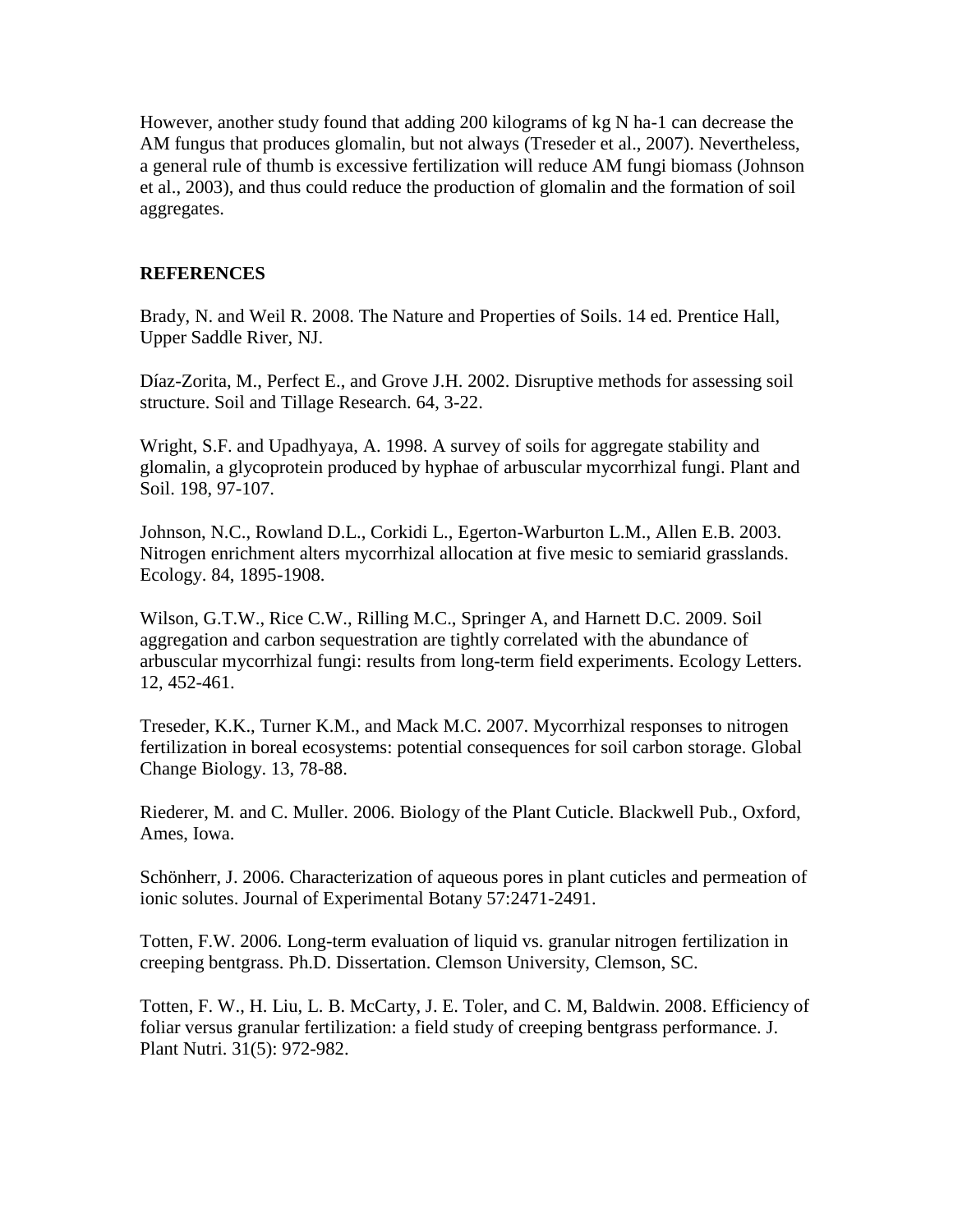However, another study found that adding 200 kilograms of kg N ha-1 can decrease the AM fungus that produces glomalin, but not always (Treseder et al., 2007). Nevertheless, a general rule of thumb is excessive fertilization will reduce AM fungi biomass (Johnson et al., 2003), and thus could reduce the production of glomalin and the formation of soil aggregates.

**REFERENCES**

Brady, N. and Weil R. 2008. The Nature and Properties of Soils. 14 ed. Prentice Hall, Upper Saddle River, NJ.

Díaz-Zorita, M., Perfect E., and Grove J.H. 2002. Disruptive methods for assessing soil structure. Soil and Tillage Research. 64, 3-22.

Wright, S.F. and Upadhyaya, A. 1998. A survey of soils for aggregate stability and glomalin, a glycoprotein produced by hyphae of arbuscular mycorrhizal fungi. Plant and Soil. 198, 97-107.

Johnson, N.C., Rowland D.L., Corkidi L., Egerton-Warburton L.M., Allen E.B. 2003. Nitrogen enrichment alters mycorrhizal allocation at five mesic to semiarid grasslands. Ecology. 84, 1895-1908.

Wilson, G.T.W., Rice C.W., Rilling M.C., Springer A, and Harnett D.C. 2009. Soil aggregation and carbon sequestration are tightly correlated with the abundance of arbuscular mycorrhizal fungi: results from long-term field experiments. Ecology Letters. 12, 452-461.

Treseder, K.K., Turner K.M., and Mack M.C. 2007. Mycorrhizal responses to nitrogen fertilization in boreal ecosystems: potential consequences for soil carbon storage. Global Change Biology. 13, 78-88.

Riederer, M. and C. Muller. 2006. Biology of the Plant Cuticle. Blackwell Pub., Oxford, Ames, Iowa.

Schönherr, J. 2006. Characterization of aqueous pores in plant cuticles and permeation of ionic solutes. Journal of Experimental Botany 57:2471-2491.

Totten, F.W. 2006. Long-term evaluation of liquid vs. granular nitrogen fertilization in creeping bentgrass. Ph.D. Dissertation. Clemson University, Clemson, SC.

Totten, F. W., H. Liu, L. B. McCarty, J. E. Toler, and C. M, Baldwin. 2008. Efficiency of foliar versus granular fertilization: a field study of creeping bentgrass performance. J. Plant Nutri. 31(5): 972-982.